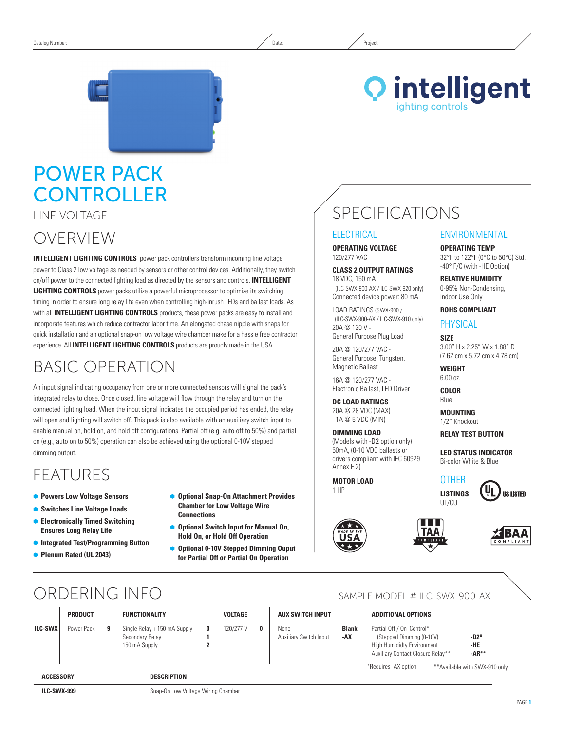Catalog Number: Date: Project:

# POWER PACK CONTROLLER

LINE VOLTAGE

## OVERVIEW

**INTELLIGENT LIGHTING CONTROLS** power pack controllers transform incoming line voltage power to Class 2 low voltage as needed by sensors or other control devices. Additionally, they switch on/off power to the connected lighting load as directed by the sensors and controls. **INTELLIGENT LIGHTING CONTROLS** power packs utilize a powerful microprocessor to optimize its switching timing in order to ensure long relay life even when controlling high-inrush LEDs and ballast loads. As with all **INTELLIGENT LIGHTING CONTROLS** products, these power packs are easy to install and incorporate features which reduce contractor labor time. An elongated chase nipple with snaps for quick installation and an optional snap-on low voltage wire chamber make for a hassle free contractor experience. All **INTELLIGENT LIGHTING CONTROLS** products are proudly made in the USA.

## BASIC OPERATION

An input signal indicating occupancy from one or more connected sensors will signal the pack's integrated relay to close. Once closed, line voltage will flow through the relay and turn on the connected lighting load. When the input signal indicates the occupied period has ended, the relay will open and lighting will switch off. This pack is also available with an auxiliary switch input to enable manual on, hold on, and hold off configurations. Partial off (e.g. auto off to 50%) and partial on (e.g., auto on to 50%) operation can also be achieved using the optional 0-10V stepped dimming output.

## FEATURES

- **Powers Low Voltage Sensors**
- **Switches Line Voltage Loads**
- **Electronically Timed Switching Ensures Long Relay Life**
- **Integrated Test/Programming Button**
- **Plenum Rated (UL 2043)**
- **Optional Snap-On Attachment Provides Chamber for Low Voltage Wire Connections**
- **Optional Switch Input for Manual On, Hold On, or Hold Off Operation**
- **Optional 0-10V Stepped Dimming Ouput for Partial Off or Partial On Operation**

## SPECIFICATIONS

### ELECTRICAL

**OPERATING VOLTAGE**
120/277 VAC

**CLASS 2 OUTPUT RATINGS**
18 VDC, 150 mA
(ILC-SWX-900-AX / ILC-SWX-920 only)
Connected device power: 80 mA

LOAD RATINGS (SWX-900 / (ILC-SWX-900-AX / ILC-SWX-910 only)
20A @ 120 V - General Purpose Plug Load

20A @ 120/277 VAC - General Purpose, Tungsten, Magnetic Ballast

16A @ 120/277 VAC - Electronic Ballast, LED Driver

**DC LOAD RATINGS**
20A @ 28 VDC (MAX)
1A @ 5 VDC (MIN)

**DIMMING LOAD**
(Models with -**D2** option only)
50mA, (0-10 VDC ballasts or drivers compliant with IEC 60929 Annex E.2)

**MOTOR LOAD**
1 HP

### ENVIRONMENTAL

**OPERATING TEMP**
32°F to 122°F (0°C to 50°C) Std.
-40° F/C (with -HE Option)

**RELATIVE HUMIDITY**
0-95% Non-Condensing, Indoor Use Only

**ROHS COMPLIANT**

### PHYSICAL

**SIZE**
3.00" H x 2.25" W x 1.88" D
(7.62 cm x 5.72 cm x 4.78 cm)

**WEIGHT**
6.00 oz.

**COLOR**
Blue

**MOUNTING**
1/2" Knockout

**RELAY TEST BUTTON**

**LED STATUS INDICATOR**
Bi-color White & Blue

### OTHER

**LISTINGS**
UL/CUL

UL US LISTED

MADE IN THE USA — TAA COMPLIANT — BAA COMPLIANT

## ORDERING INFO

SAMPLE MODEL # ILC-SWX-900-AX

| | PRODUCT | | FUNCTIONALITY | | VOLTAGE | | AUX SWITCH INPUT | | ADDITIONAL OPTIONS | |
|---|---|---|---|---|---|---|---|---|---|---|
| **ILC-SWX** | Power Pack | **9** | Single Relay + 150 mA Supply | **0** | 120/277 V | **0** | None | **Blank** | Partial Off / On Control* (Stepped Dimming (0-10V) | **-D2*** |
| | | | Secondary Relay | **1** | | | Auxiliary Switch Input | **-AX** | High Humidity Environment | **-HE** |
| | | | 150 mA Supply | **2** | | | | | Auxiliary Contact Closure Relay** | **-AR**** |

*Requires -AX option  **Available with SWX-910 only

| ACCESSORY | DESCRIPTION |
|---|---|
| **ILC-SWX-999** | Snap-On Low Voltage Wiring Chamber |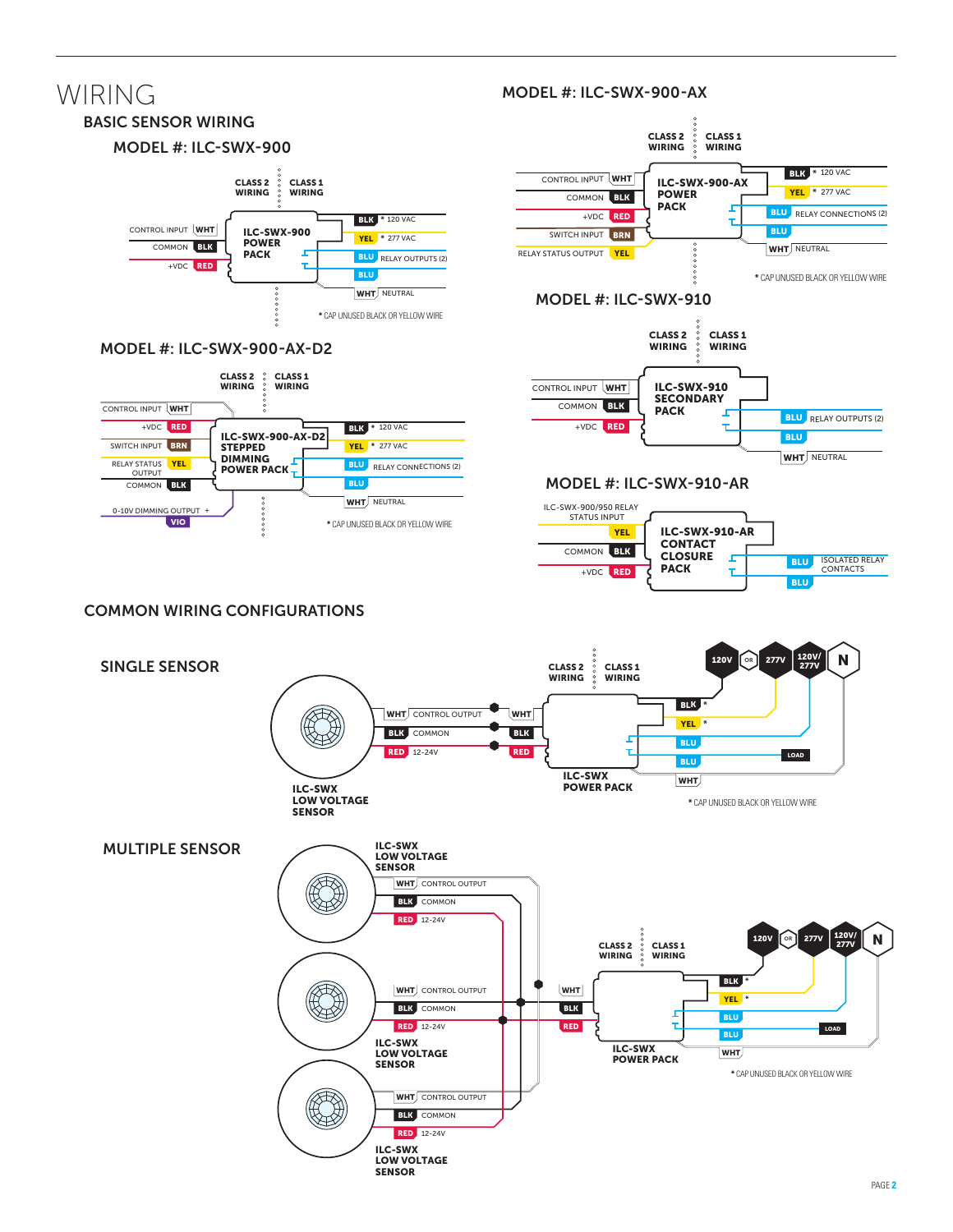# WIRING

## BASIC SENSOR WIRING

### MODEL #: ILC-SWX-900

CLASS 2 WIRING | CLASS 1 WIRING

ILC-SWX-900 POWER PACK

- CONTROL INPUT WHT
- COMMON BLK
- +VDC RED
- BLK * 120 VAC
- YEL * 277 VAC
- BLU RELAY OUTPUTS (2)
- BLU
- WHT NEUTRAL

* CAP UNUSED BLACK OR YELLOW WIRE

### MODEL #: ILC-SWX-900-AX-D2

CLASS 2 WIRING | CLASS 1 WIRING

ILC-SWX-900-AX-D2 STEPPED DIMMING POWER PACK

- CONTROL INPUT WHT
- +VDC RED
- SWITCH INPUT BRN
- RELAY STATUS OUTPUT YEL
- COMMON BLK
- 0-10V DIMMING OUTPUT + VIO
- BLK * 120 VAC
- YEL * 277 VAC
- BLU RELAY CONNECTIONS (2)
- BLU
- WHT NEUTRAL

* CAP UNUSED BLACK OR YELLOW WIRE

### MODEL #: ILC-SWX-900-AX

CLASS 2 WIRING | CLASS 1 WIRING

ILC-SWX-900-AX POWER PACK

- CONTROL INPUT WHT
- COMMON BLK
- +VDC RED
- SWITCH INPUT BRN
- RELAY STATUS OUTPUT YEL
- BLK * 120 VAC
- YEL * 277 VAC
- BLU RELAY CONNECTIONS (2)
- BLU
- WHT NEUTRAL

* CAP UNUSED BLACK OR YELLOW WIRE

### MODEL #: ILC-SWX-910

CLASS 2 WIRING | CLASS 1 WIRING

ILC-SWX-910 SECONDARY PACK

- CONTROL INPUT WHT
- COMMON BLK
- +VDC RED
- BLU RELAY OUTPUTS (2)
- BLU
- WHT NEUTRAL

### MODEL #: ILC-SWX-910-AR

ILC-SWX-910-AR CONTACT CLOSURE PACK

- ILC-SWX-900/950 RELAY STATUS INPUT YEL
- COMMON BLK
- +VDC RED
- BLU ISOLATED RELAY CONTACTS
- BLU

## COMMON WIRING CONFIGURATIONS

### SINGLE SENSOR

ILC-SWX LOW VOLTAGE SENSOR — ILC-SWX POWER PACK

CLASS 2 WIRING | CLASS 1 WIRING

120V OR 277V | 120V/277V | N

- WHT CONTROL OUTPUT — WHT
- BLK COMMON — BLK
- RED 12-24V — RED
- BLK *
- YEL *
- BLU
- BLU — LOAD
- WHT

* CAP UNUSED BLACK OR YELLOW WIRE

### MULTIPLE SENSOR

ILC-SWX LOW VOLTAGE SENSOR (×3) — ILC-SWX POWER PACK

CLASS 2 WIRING | CLASS 1 WIRING

120V OR 277V | 120V/277V | N

- WHT CONTROL OUTPUT — WHT
- BLK COMMON — BLK
- RED 12-24V — RED
- BLK *
- YEL *
- BLU
- BLU — LOAD
- WHT

* CAP UNUSED BLACK OR YELLOW WIRE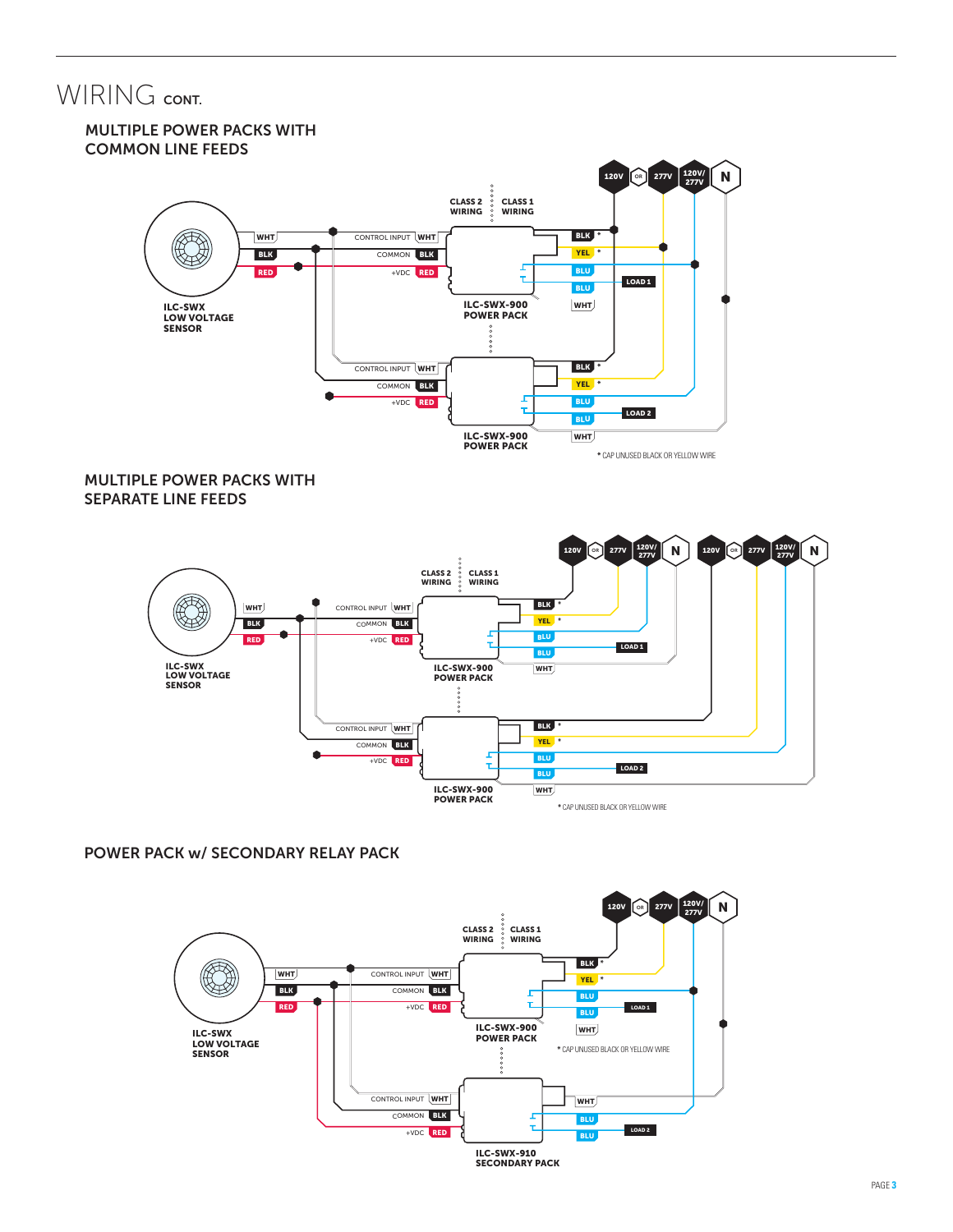# WIRING CONT.

## MULTIPLE POWER PACKS WITH COMMON LINE FEEDS

120V OR 277V 120V/277V N

CLASS 2 WIRING

CLASS 1 WIRING

WHT

BLK

RED

ILC-SWX LOW VOLTAGE SENSOR

CONTROL INPUT WHT

COMMON BLK

+VDC RED

ILC-SWX-900 POWER PACK

BLK *

YEL *

BLU

BLU

LOAD 1

WHT

CONTROL INPUT WHT

COMMON BLK

+VDC RED

ILC-SWX-900 POWER PACK

BLK *

YEL *

BLU

BLU

LOAD 2

WHT

* CAP UNUSED BLACK OR YELLOW WIRE

## MULTIPLE POWER PACKS WITH SEPARATE LINE FEEDS

120V OR 277V 120V/277V N

120V OR 277V 120V/277V N

CLASS 2 WIRING

CLASS 1 WIRING

WHT

BLK

RED

ILC-SWX LOW VOLTAGE SENSOR

CONTROL INPUT WHT

COMMON BLK

+VDC RED

ILC-SWX-900 POWER PACK

BLK *

YEL *

BLU

BLU

LOAD 1

WHT

CONTROL INPUT WHT

COMMON BLK

+VDC RED

ILC-SWX-900 POWER PACK

BLK *

YEL *

BLU

BLU

LOAD 2

WHT

* CAP UNUSED BLACK OR YELLOW WIRE

## POWER PACK w/ SECONDARY RELAY PACK

120V OR 277V 120V/277V N

CLASS 2 WIRING

CLASS 1 WIRING

WHT

BLK

RED

ILC-SWX LOW VOLTAGE SENSOR

CONTROL INPUT WHT

COMMON BLK

+VDC RED

ILC-SWX-900 POWER PACK

BLK *

YEL *

BLU

BLU

LOAD 1

WHT

* CAP UNUSED BLACK OR YELLOW WIRE

CONTROL INPUT WHT

COMMON BLK

+VDC RED

ILC-SWX-910 SECONDARY PACK

WHT

BLU

BLU

LOAD 2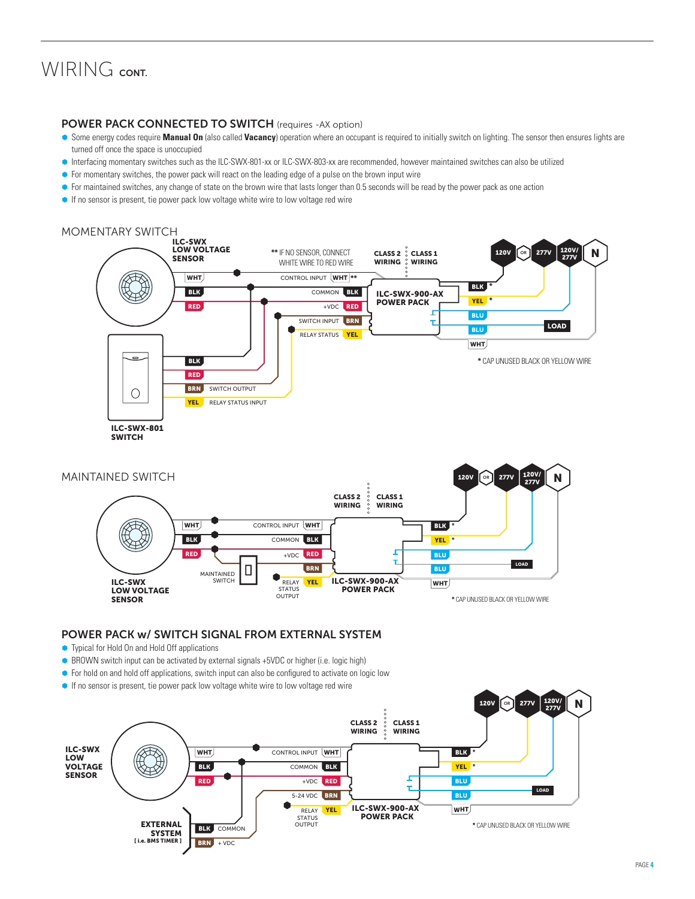# WIRING CONT.

## POWER PACK CONNECTED TO SWITCH (requires -AX option)

- Some energy codes require **Manual On** (also called **Vacancy**) operation where an occupant is required to initially switch on lighting. The sensor then ensures lights are turned off once the space is unoccupied
- Interfacing momentary switches such as the ILC-SWX-801-xx or ILC-SWX-803-xx are recommended, however maintained switches can also be utilized
- For momentary switches, the power pack will react on the leading edge of a pulse on the brown input wire
- For maintained switches, any change of state on the brown wire that lasts longer than 0.5 seconds will be read by the power pack as one action
- If no sensor is present, tie power pack low voltage white wire to low voltage red wire

### MOMENTARY SWITCH

ILC-SWX LOW VOLTAGE SENSOR

** IF NO SENSOR, CONNECT WHITE WIRE TO RED WIRE

CLASS 2 WIRING | CLASS 1 WIRING

120V OR 277V | 120V/277V | N

WHT — CONTROL INPUT WHT **
BLK — COMMON BLK
RED — +VDC RED
SWITCH INPUT BRN
RELAY STATUS YEL

ILC-SWX-900-AX POWER PACK

BLK * | YEL * | BLU | BLU — LOAD | WHT

* CAP UNUSED BLACK OR YELLOW WIRE

ILC-SWX-801 SWITCH: BLK | RED | BRN SWITCH OUTPUT | YEL RELAY STATUS INPUT

### MAINTAINED SWITCH

CLASS 2 WIRING | CLASS 1 WIRING

120V OR 277V | 120V/277V | N

ILC-SWX LOW VOLTAGE SENSOR: WHT — CONTROL INPUT WHT; BLK — COMMON BLK; RED — +VDC RED

MAINTAINED SWITCH — BRN

RELAY STATUS OUTPUT — YEL

ILC-SWX-900-AX POWER PACK

BLK * | YEL * | BLU | BLU — LOAD | WHT

* CAP UNUSED BLACK OR YELLOW WIRE

## POWER PACK w/ SWITCH SIGNAL FROM EXTERNAL SYSTEM

- Typical for Hold On and Hold Off applications
- BROWN switch input can be activated by external signals +5VDC or higher (i.e. logic high)
- For hold on and hold off applications, switch input can also be configured to activate on logic low
- If no sensor is present, tie power pack low voltage white wire to low voltage red wire

CLASS 2 WIRING | CLASS 1 WIRING

120V OR 277V | 120V/277V | N

ILC-SWX LOW VOLTAGE SENSOR: WHT — CONTROL INPUT WHT; BLK — COMMON BLK; RED — +VDC RED

5-24 VDC BRN

RELAY STATUS OUTPUT YEL

ILC-SWX-900-AX POWER PACK

BLK * | YEL * | BLU | BLU — LOAD | WHT

EXTERNAL SYSTEM [ i.e. BMS TIMER ]: BLK COMMON | BRN + VDC

* CAP UNUSED BLACK OR YELLOW WIRE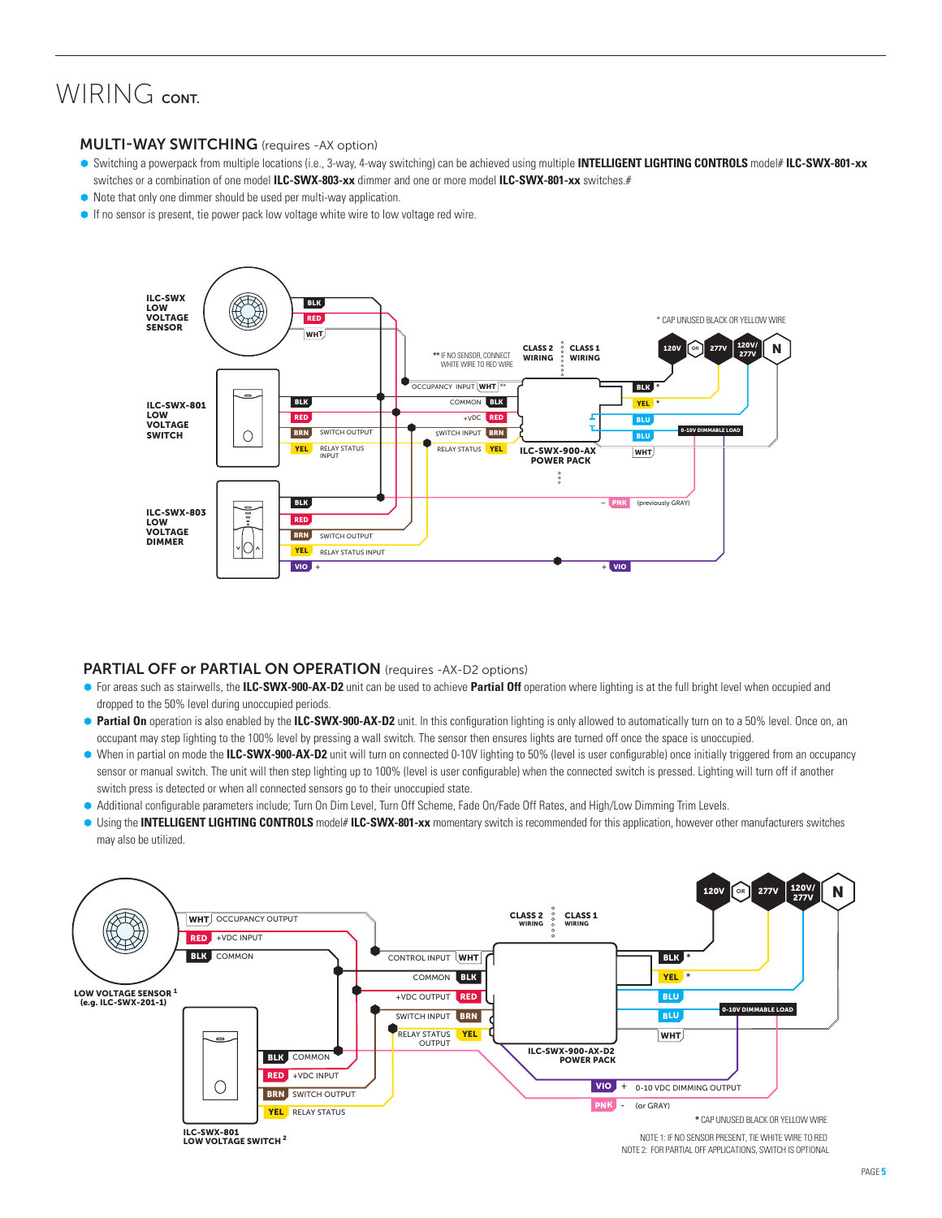# WIRING CONT.

## MULTI-WAY SWITCHING (requires -AX option)

- Switching a powerpack from multiple locations (i.e., 3-way, 4-way switching) can be achieved using multiple **INTELLIGENT LIGHTING CONTROLS** model# **ILC-SWX-801-xx** switches or a combination of one model **ILC-SWX-803-xx** dimmer and one or more model **ILC-SWX-801-xx** switches.#
- Note that only one dimmer should be used per multi-way application.
- If no sensor is present, tie power pack low voltage white wire to low voltage red wire.

ILC-SWX LOW VOLTAGE SENSOR — BLK, RED, WHT

ILC-SWX-801 LOW VOLTAGE SWITCH — BLK, RED, BRN SWITCH OUTPUT, YEL RELAY STATUS INPUT

ILC-SWX-803 LOW VOLTAGE DIMMER — BLK, RED, BRN SWITCH OUTPUT, YEL RELAY STATUS INPUT, VIO +

** IF NO SENSOR, CONNECT WHITE WIRE TO RED WIRE

CLASS 2 WIRING | CLASS 1 WIRING

ILC-SWX-900-AX POWER PACK — OCCUPANCY INPUT WHT **, COMMON BLK, +VDC RED, SWITCH INPUT BRN, RELAY STATUS YEL; BLK *, YEL *, BLU, BLU, WHT; 0-10V DIMMABLE LOAD; – PNK (previously GRAY); + VIO

120V OR 277V, 120V/277V, N

* CAP UNUSED BLACK OR YELLOW WIRE

## PARTIAL OFF or PARTIAL ON OPERATION (requires -AX-D2 options)

- For areas such as stairwells, the **ILC-SWX-900-AX-D2** unit can be used to achieve **Partial Off** operation where lighting is at the full bright level when occupied and dropped to the 50% level during unoccupied periods.
- **Partial On** operation is also enabled by the **ILC-SWX-900-AX-D2** unit. In this configuration lighting is only allowed to automatically turn on to a 50% level. Once on, an occupant may step lighting to the 100% level by pressing a wall switch. The sensor then ensures lights are turned off once the space is unoccupied.
- When in partial on mode the **ILC-SWX-900-AX-D2** unit will turn on connected 0-10V lighting to 50% (level is user configurable) once initially triggered from an occupancy sensor or manual switch. The unit will then step lighting up to 100% (level is user configurable) when the connected switch is pressed. Lighting will turn off if another switch press is detected or when all connected sensors go to their unoccupied state.
- Additional configurable parameters include; Turn On Dim Level, Turn Off Scheme, Fade On/Fade Off Rates, and High/Low Dimming Trim Levels.
- Using the **INTELLIGENT LIGHTING CONTROLS** model# **ILC-SWX-801-xx** momentary switch is recommended for this application, however other manufacturers switches may also be utilized.

LOW VOLTAGE SENSOR [1] (e.g. ILC-SWX-201-1) — WHT OCCUPANCY OUTPUT, RED +VDC INPUT, BLK COMMON

ILC-SWX-801 LOW VOLTAGE SWITCH [2] — BLK COMMON, RED +VDC INPUT, BRN SWITCH OUTPUT, YEL RELAY STATUS

CLASS 2 WIRING | CLASS 1 WIRING

ILC-SWX-900-AX-D2 POWER PACK — CONTROL INPUT WHT, COMMON BLK, +VDC OUTPUT RED, SWITCH INPUT BRN, RELAY STATUS OUTPUT YEL; BLK *, YEL *, BLU, BLU, WHT; 0-10V DIMMABLE LOAD; VIO + 0-10 VDC DIMMING OUTPUT; PNK - (or GRAY)

120V OR 277V, 120V/277V, N

* CAP UNUSED BLACK OR YELLOW WIRE

NOTE 1: IF NO SENSOR PRESENT, TIE THE WHITE WIRE TO RED

NOTE 2: FOR PARTIAL OFF APPLICATIONS, SWITCH IS OPTIONAL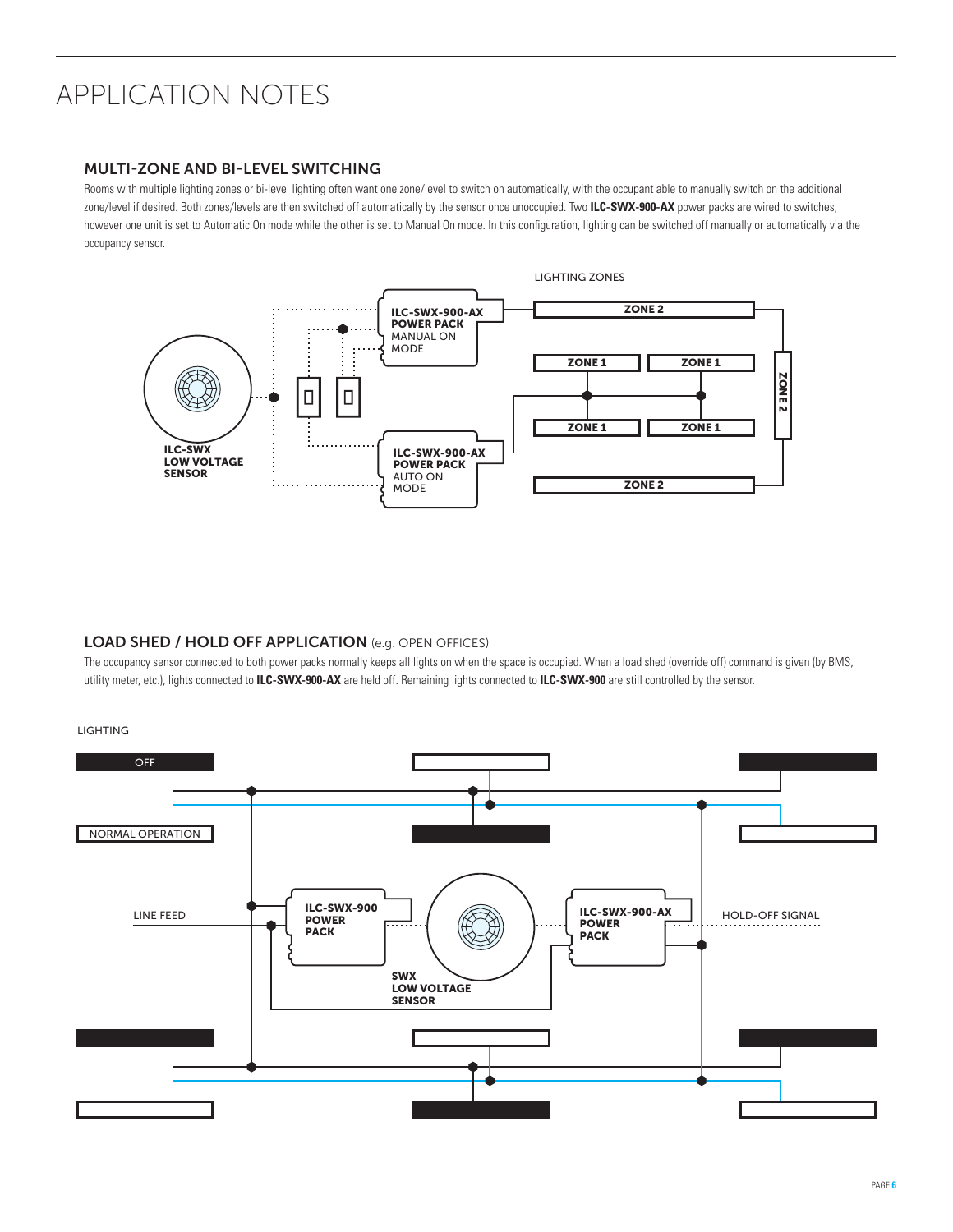# APPLICATION NOTES

## MULTI-ZONE AND BI-LEVEL SWITCHING

Rooms with multiple lighting zones or bi-level lighting often want one zone/level to switch on automatically, with the occupant able to manually switch on the additional zone/level if desired. Both zones/levels are then switched off automatically by the sensor once unoccupied. Two **ILC-SWX-900-AX** power packs are wired to switches, however one unit is set to Automatic On mode while the other is set to Manual On mode. In this configuration, lighting can be switched off manually or automatically via the occupancy sensor.

LIGHTING ZONES

ILC-SWX-900-AX POWER PACK MANUAL ON MODE

ZONE 2

ZONE 1 | ZONE 1

ZONE 1 | ZONE 1

ZONE 2

ZONE 2

ILC-SWX LOW VOLTAGE SENSOR

ILC-SWX-900-AX POWER PACK AUTO ON MODE

## LOAD SHED / HOLD OFF APPLICATION (e.g. OPEN OFFICES)

The occupancy sensor connected to both power packs normally keeps all lights on when the space is occupied. When a load shed (override off) command is given (by BMS, utility meter, etc.), lights connected to **ILC-SWX-900-AX** are held off. Remaining lights connected to **ILC-SWX-900** are still controlled by the sensor.

LIGHTING

OFF

NORMAL OPERATION

LINE FEED

ILC-SWX-900 POWER PACK

SWX LOW VOLTAGE SENSOR

ILC-SWX-900-AX POWER PACK

HOLD-OFF SIGNAL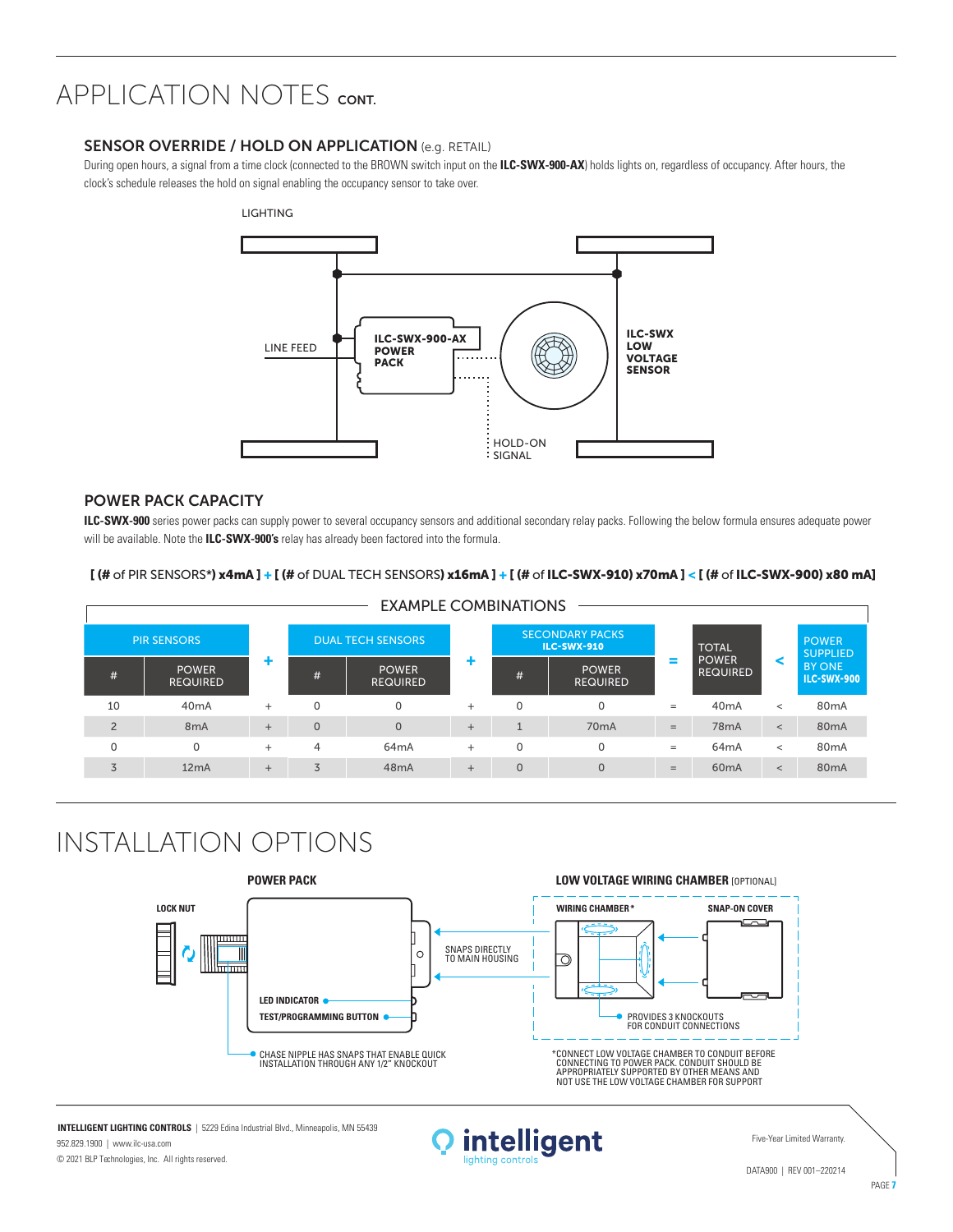# APPLICATION NOTES CONT.

## SENSOR OVERRIDE / HOLD ON APPLICATION (e.g. RETAIL)

During open hours, a signal from a time clock (connected to the BROWN switch input on the **ILC-SWX-900-AX**) holds lights on, regardless of occupancy. After hours, the clock's schedule releases the hold on signal enabling the occupancy sensor to take over.

LIGHTING

LINE FEED

ILC-SWX-900-AX POWER PACK

ILC-SWX LOW VOLTAGE SENSOR

HOLD-ON SIGNAL

## POWER PACK CAPACITY

**ILC-SWX-900** series power packs can supply power to several occupancy sensors and additional secondary relay packs. Following the below formula ensures adequate power will be available. Note the **ILC-SWX-900's** relay has already been factored into the formula.

**[ (# of PIR SENSORS*) x4mA ] + [ (# of DUAL TECH SENSORS) x16mA ] + [ (# of ILC-SWX-910) x70mA ] < [ (# of ILC-SWX-900) x80 mA]**

EXAMPLE COMBINATIONS

| PIR SENSORS | | + | DUAL TECH SENSORS | | + | SECONDARY PACKS ILC-SWX-910 | | = | TOTAL POWER REQUIRED | < | POWER SUPPLIED BY ONE ILC-SWX-900 |
|---|---|---|---|---|---|---|---|---|---|---|---|
| # | POWER REQUIRED | | # | POWER REQUIRED | | # | POWER REQUIRED | | | | |
| 10 | 40mA | + | 0 | 0 | + | 0 | 0 | = | 40mA | < | 80mA |
| 2 | 8mA | + | 0 | 0 | + | 1 | 70mA | = | 78mA | < | 80mA |
| 0 | 0 | + | 4 | 64mA | + | 0 | 0 | = | 64mA | < | 80mA |
| 3 | 12mA | + | 3 | 48mA | + | 0 | 0 | = | 60mA | < | 80mA |

# INSTALLATION OPTIONS

**POWER PACK**

**LOCK NUT**

**LED INDICATOR**

**TEST/PROGRAMMING BUTTON**

CHASE NIPPLE HAS SNAPS THAT ENABLE QUICK INSTALLATION THROUGH ANY 1/2" KNOCKOUT

SNAPS DIRECTLY TO MAIN HOUSING

**LOW VOLTAGE WIRING CHAMBER** [OPTIONAL]

**WIRING CHAMBER***

**SNAP-ON COVER**

PROVIDES 3 KNOCKOUTS FOR CONDUIT CONNECTIONS

*CONNECT LOW VOLTAGE CHAMBER TO CONDUIT BEFORE CONNECTING TO POWER PACK. CONDUIT SHOULD BE APPROPRIATELY SUPPORTED BY OTHER MEANS AND NOT USE THE LOW VOLTAGE CHAMBER FOR SUPPORT

**INTELLIGENT LIGHTING CONTROLS** | 5229 Edina Industrial Blvd., Minneapolis, MN 55439
952.829.1900 | www.ilc-usa.com
© 2021 BLP Technologies, Inc. All rights reserved.

intelligent lighting controls

Five-Year Limited Warranty.

DATA900 | REV 001–220214